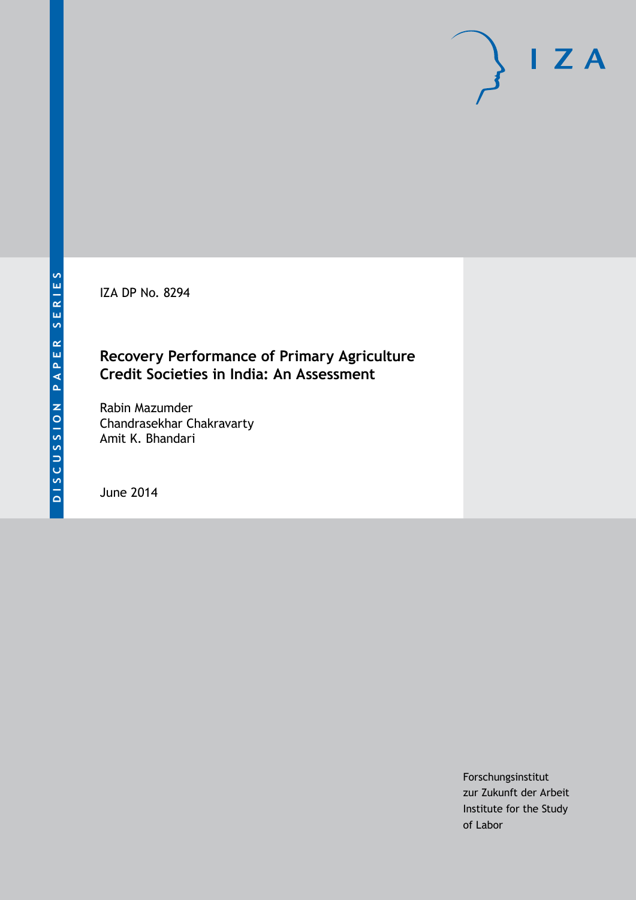DISCUSSION PAPER SERIES

IZA

IZA DP No. 8294

# Recovery Performance of Primary Agriculture Credit Societies in India: An Assessment

Rabin Mazumder
Chandrasekhar Chakravarty
Amit K. Bhandari

June 2014

Forschungsinstitut
zur Zukunft der Arbeit
Institute for the Study
of Labor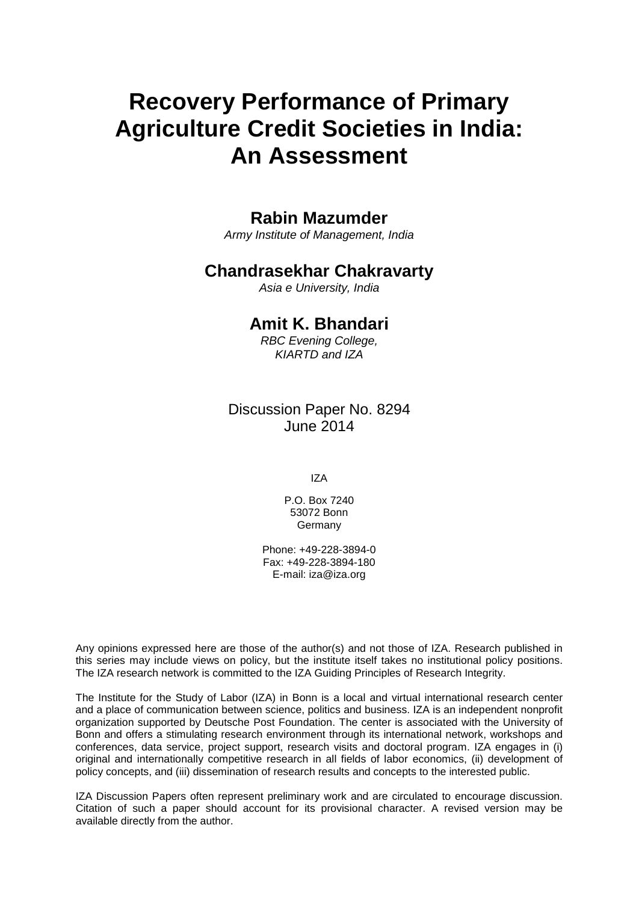# Recovery Performance of Primary Agriculture Credit Societies in India: An Assessment

**Rabin Mazumder**

*Army Institute of Management, India*

**Chandrasekhar Chakravarty**

*Asia e University, India*

**Amit K. Bhandari**

*RBC Evening College,*
*KIARTD and IZA*

Discussion Paper No. 8294
June 2014

IZA

P.O. Box 7240
53072 Bonn
Germany

Phone: +49-228-3894-0
Fax: +49-228-3894-180
E-mail: iza@iza.org

Any opinions expressed here are those of the author(s) and not those of IZA. Research published in this series may include views on policy, but the institute itself takes no institutional policy positions. The IZA research network is committed to the IZA Guiding Principles of Research Integrity.

The Institute for the Study of Labor (IZA) in Bonn is a local and virtual international research center and a place of communication between science, politics and business. IZA is an independent nonprofit organization supported by Deutsche Post Foundation. The center is associated with the University of Bonn and offers a stimulating research environment through its international network, workshops and conferences, data service, project support, research visits and doctoral program. IZA engages in (i) original and internationally competitive research in all fields of labor economics, (ii) development of policy concepts, and (iii) dissemination of research results and concepts to the interested public.

IZA Discussion Papers often represent preliminary work and are circulated to encourage discussion. Citation of such a paper should account for its provisional character. A revised version may be available directly from the author.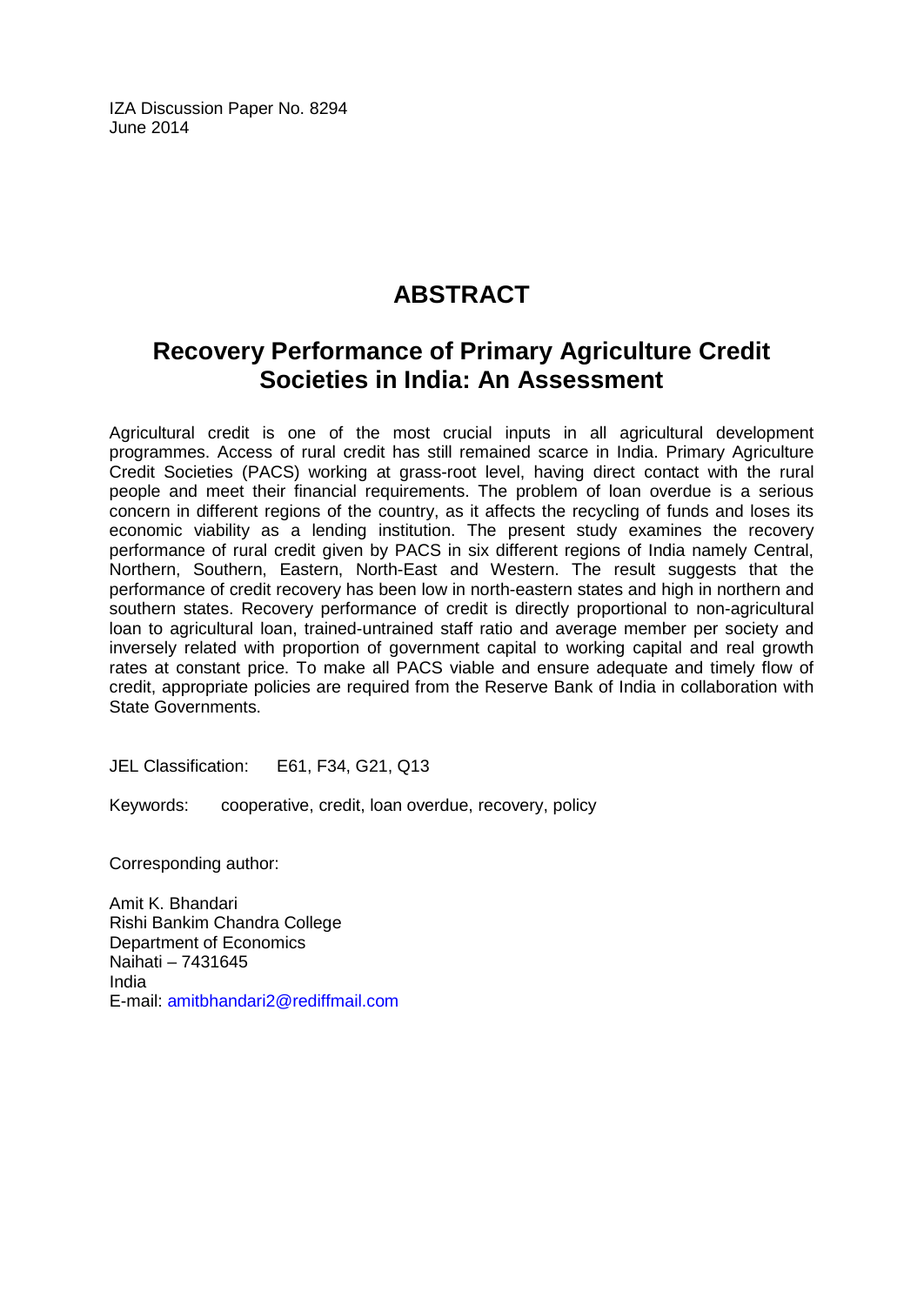IZA Discussion Paper No. 8294
June 2014

# ABSTRACT

## Recovery Performance of Primary Agriculture Credit Societies in India: An Assessment

Agricultural credit is one of the most crucial inputs in all agricultural development programmes. Access of rural credit has still remained scarce in India. Primary Agriculture Credit Societies (PACS) working at grass-root level, having direct contact with the rural people and meet their financial requirements. The problem of loan overdue is a serious concern in different regions of the country, as it affects the recycling of funds and loses its economic viability as a lending institution. The present study examines the recovery performance of rural credit given by PACS in six different regions of India namely Central, Northern, Southern, Eastern, North-East and Western. The result suggests that the performance of credit recovery has been low in north-eastern states and high in northern and southern states. Recovery performance of credit is directly proportional to non-agricultural loan to agricultural loan, trained-untrained staff ratio and average member per society and inversely related with proportion of government capital to working capital and real growth rates at constant price. To make all PACS viable and ensure adequate and timely flow of credit, appropriate policies are required from the Reserve Bank of India in collaboration with State Governments.

JEL Classification: E61, F34, G21, Q13

Keywords: cooperative, credit, loan overdue, recovery, policy

Corresponding author:

Amit K. Bhandari
Rishi Bankim Chandra College
Department of Economics
Naihati – 7431645
India
E-mail: amitbhandari2@rediffmail.com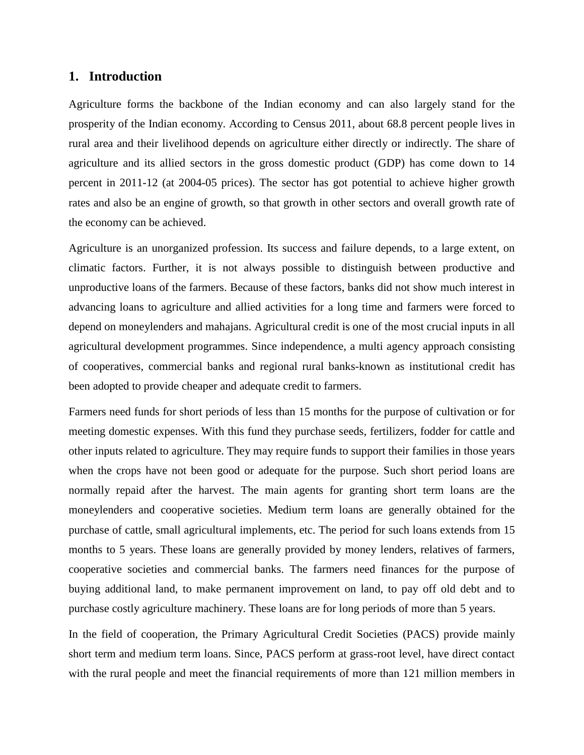## 1. Introduction

Agriculture forms the backbone of the Indian economy and can also largely stand for the prosperity of the Indian economy. According to Census 2011, about 68.8 percent people lives in rural area and their livelihood depends on agriculture either directly or indirectly. The share of agriculture and its allied sectors in the gross domestic product (GDP) has come down to 14 percent in 2011-12 (at 2004-05 prices). The sector has got potential to achieve higher growth rates and also be an engine of growth, so that growth in other sectors and overall growth rate of the economy can be achieved.

Agriculture is an unorganized profession. Its success and failure depends, to a large extent, on climatic factors. Further, it is not always possible to distinguish between productive and unproductive loans of the farmers. Because of these factors, banks did not show much interest in advancing loans to agriculture and allied activities for a long time and farmers were forced to depend on moneylenders and mahajans. Agricultural credit is one of the most crucial inputs in all agricultural development programmes. Since independence, a multi agency approach consisting of cooperatives, commercial banks and regional rural banks-known as institutional credit has been adopted to provide cheaper and adequate credit to farmers.

Farmers need funds for short periods of less than 15 months for the purpose of cultivation or for meeting domestic expenses. With this fund they purchase seeds, fertilizers, fodder for cattle and other inputs related to agriculture. They may require funds to support their families in those years when the crops have not been good or adequate for the purpose. Such short period loans are normally repaid after the harvest. The main agents for granting short term loans are the moneylenders and cooperative societies. Medium term loans are generally obtained for the purchase of cattle, small agricultural implements, etc. The period for such loans extends from 15 months to 5 years. These loans are generally provided by money lenders, relatives of farmers, cooperative societies and commercial banks. The farmers need finances for the purpose of buying additional land, to make permanent improvement on land, to pay off old debt and to purchase costly agriculture machinery. These loans are for long periods of more than 5 years.

In the field of cooperation, the Primary Agricultural Credit Societies (PACS) provide mainly short term and medium term loans. Since, PACS perform at grass-root level, have direct contact with the rural people and meet the financial requirements of more than 121 million members in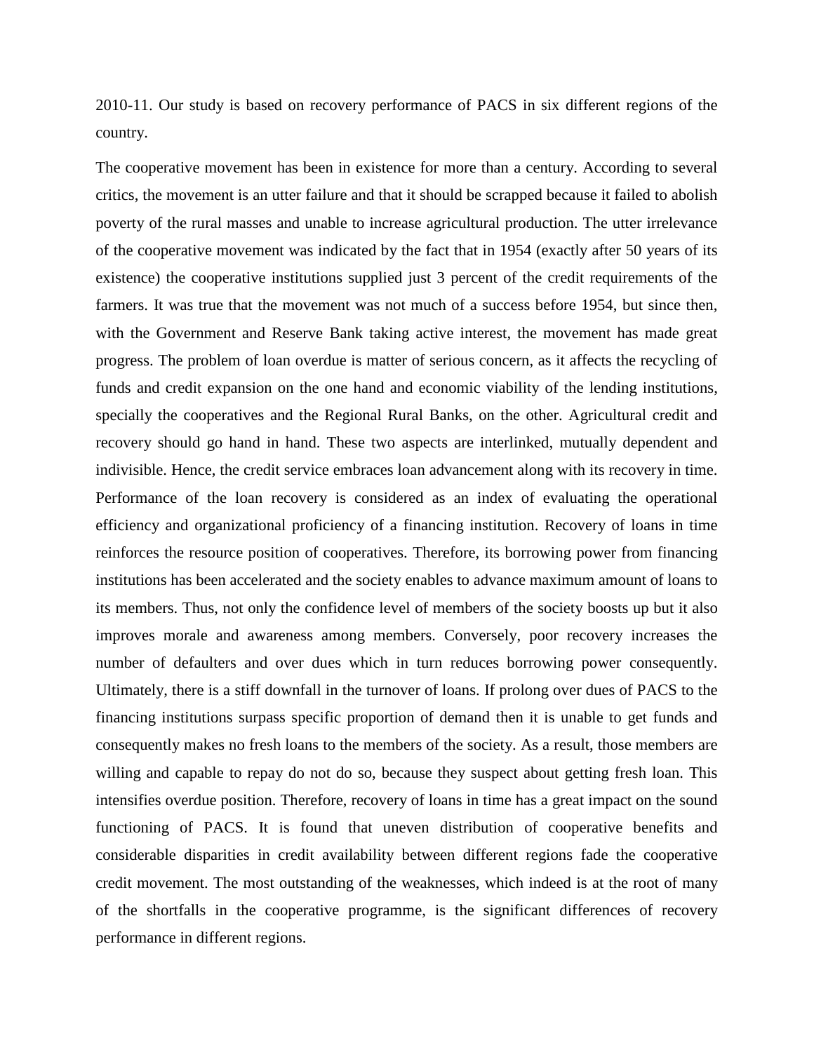2010-11. Our study is based on recovery performance of PACS in six different regions of the country.

The cooperative movement has been in existence for more than a century. According to several critics, the movement is an utter failure and that it should be scrapped because it failed to abolish poverty of the rural masses and unable to increase agricultural production. The utter irrelevance of the cooperative movement was indicated by the fact that in 1954 (exactly after 50 years of its existence) the cooperative institutions supplied just 3 percent of the credit requirements of the farmers. It was true that the movement was not much of a success before 1954, but since then, with the Government and Reserve Bank taking active interest, the movement has made great progress. The problem of loan overdue is matter of serious concern, as it affects the recycling of funds and credit expansion on the one hand and economic viability of the lending institutions, specially the cooperatives and the Regional Rural Banks, on the other. Agricultural credit and recovery should go hand in hand. These two aspects are interlinked, mutually dependent and indivisible. Hence, the credit service embraces loan advancement along with its recovery in time. Performance of the loan recovery is considered as an index of evaluating the operational efficiency and organizational proficiency of a financing institution. Recovery of loans in time reinforces the resource position of cooperatives. Therefore, its borrowing power from financing institutions has been accelerated and the society enables to advance maximum amount of loans to its members. Thus, not only the confidence level of members of the society boosts up but it also improves morale and awareness among members. Conversely, poor recovery increases the number of defaulters and over dues which in turn reduces borrowing power consequently. Ultimately, there is a stiff downfall in the turnover of loans. If prolong over dues of PACS to the financing institutions surpass specific proportion of demand then it is unable to get funds and consequently makes no fresh loans to the members of the society. As a result, those members are willing and capable to repay do not do so, because they suspect about getting fresh loan. This intensifies overdue position. Therefore, recovery of loans in time has a great impact on the sound functioning of PACS. It is found that uneven distribution of cooperative benefits and considerable disparities in credit availability between different regions fade the cooperative credit movement. The most outstanding of the weaknesses, which indeed is at the root of many of the shortfalls in the cooperative programme, is the significant differences of recovery performance in different regions.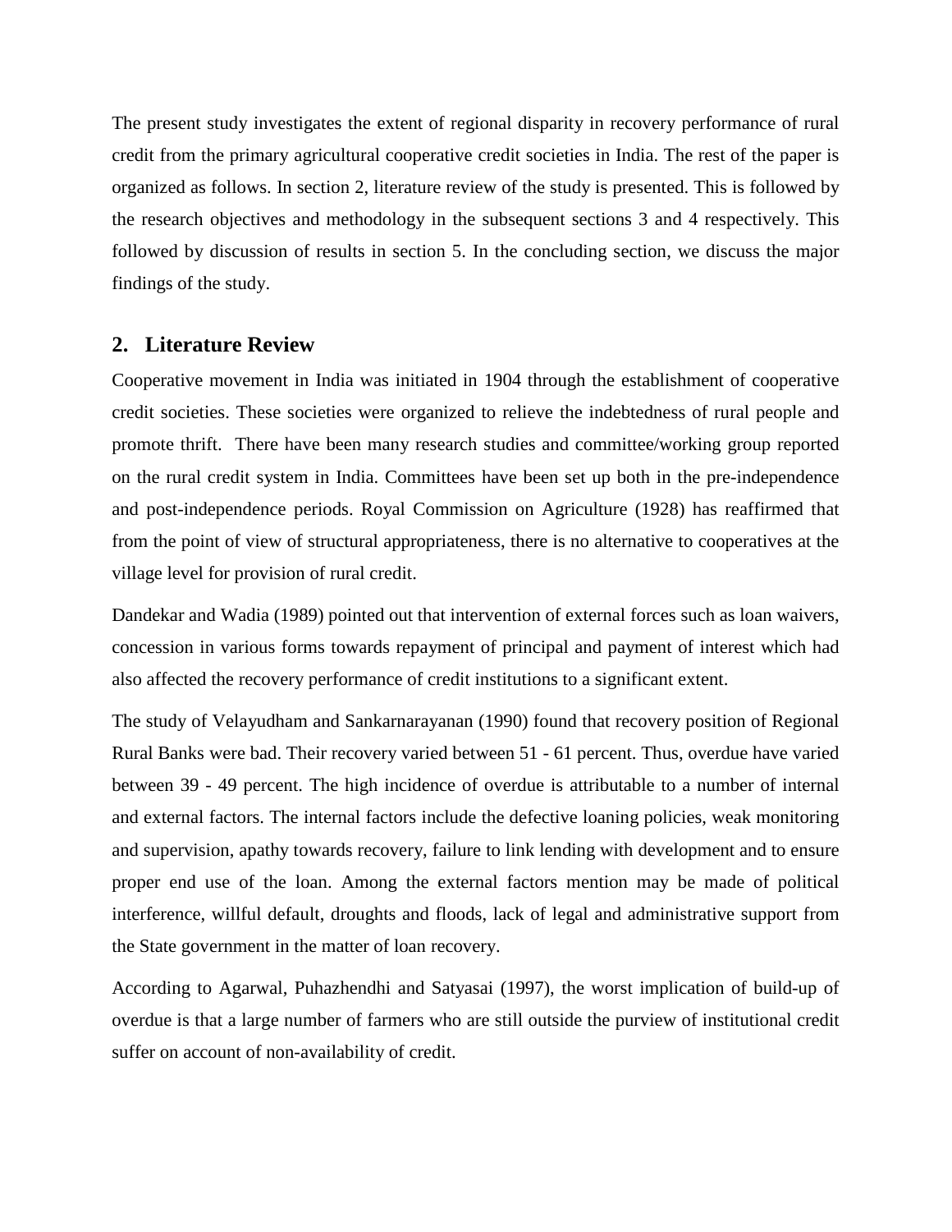The present study investigates the extent of regional disparity in recovery performance of rural credit from the primary agricultural cooperative credit societies in India. The rest of the paper is organized as follows. In section 2, literature review of the study is presented. This is followed by the research objectives and methodology in the subsequent sections 3 and 4 respectively. This followed by discussion of results in section 5. In the concluding section, we discuss the major findings of the study.

## 2. Literature Review

Cooperative movement in India was initiated in 1904 through the establishment of cooperative credit societies. These societies were organized to relieve the indebtedness of rural people and promote thrift. There have been many research studies and committee/working group reported on the rural credit system in India. Committees have been set up both in the pre-independence and post-independence periods. Royal Commission on Agriculture (1928) has reaffirmed that from the point of view of structural appropriateness, there is no alternative to cooperatives at the village level for provision of rural credit.

Dandekar and Wadia (1989) pointed out that intervention of external forces such as loan waivers, concession in various forms towards repayment of principal and payment of interest which had also affected the recovery performance of credit institutions to a significant extent.

The study of Velayudham and Sankarnarayanan (1990) found that recovery position of Regional Rural Banks were bad. Their recovery varied between 51 - 61 percent. Thus, overdue have varied between 39 - 49 percent. The high incidence of overdue is attributable to a number of internal and external factors. The internal factors include the defective loaning policies, weak monitoring and supervision, apathy towards recovery, failure to link lending with development and to ensure proper end use of the loan. Among the external factors mention may be made of political interference, willful default, droughts and floods, lack of legal and administrative support from the State government in the matter of loan recovery.

According to Agarwal, Puhazhendhi and Satyasai (1997), the worst implication of build-up of overdue is that a large number of farmers who are still outside the purview of institutional credit suffer on account of non-availability of credit.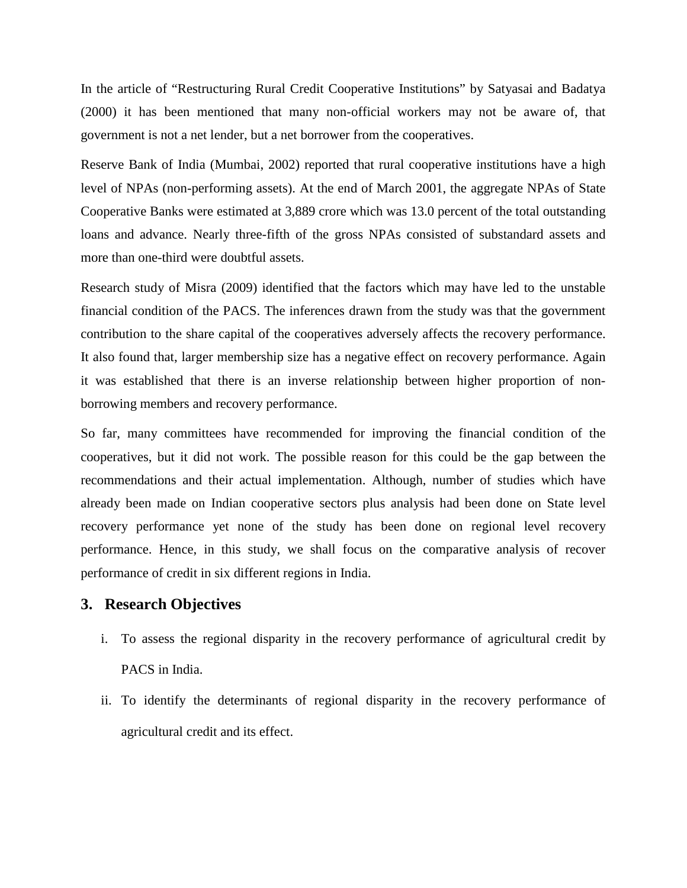In the article of "Restructuring Rural Credit Cooperative Institutions" by Satyasai and Badatya (2000) it has been mentioned that many non-official workers may not be aware of, that government is not a net lender, but a net borrower from the cooperatives.

Reserve Bank of India (Mumbai, 2002) reported that rural cooperative institutions have a high level of NPAs (non-performing assets). At the end of March 2001, the aggregate NPAs of State Cooperative Banks were estimated at 3,889 crore which was 13.0 percent of the total outstanding loans and advance. Nearly three-fifth of the gross NPAs consisted of substandard assets and more than one-third were doubtful assets.

Research study of Misra (2009) identified that the factors which may have led to the unstable financial condition of the PACS. The inferences drawn from the study was that the government contribution to the share capital of the cooperatives adversely affects the recovery performance. It also found that, larger membership size has a negative effect on recovery performance. Again it was established that there is an inverse relationship between higher proportion of non-borrowing members and recovery performance.

So far, many committees have recommended for improving the financial condition of the cooperatives, but it did not work. The possible reason for this could be the gap between the recommendations and their actual implementation. Although, number of studies which have already been made on Indian cooperative sectors plus analysis had been done on State level recovery performance yet none of the study has been done on regional level recovery performance. Hence, in this study, we shall focus on the comparative analysis of recover performance of credit in six different regions in India.

## 3. Research Objectives

i. To assess the regional disparity in the recovery performance of agricultural credit by PACS in India.

ii. To identify the determinants of regional disparity in the recovery performance of agricultural credit and its effect.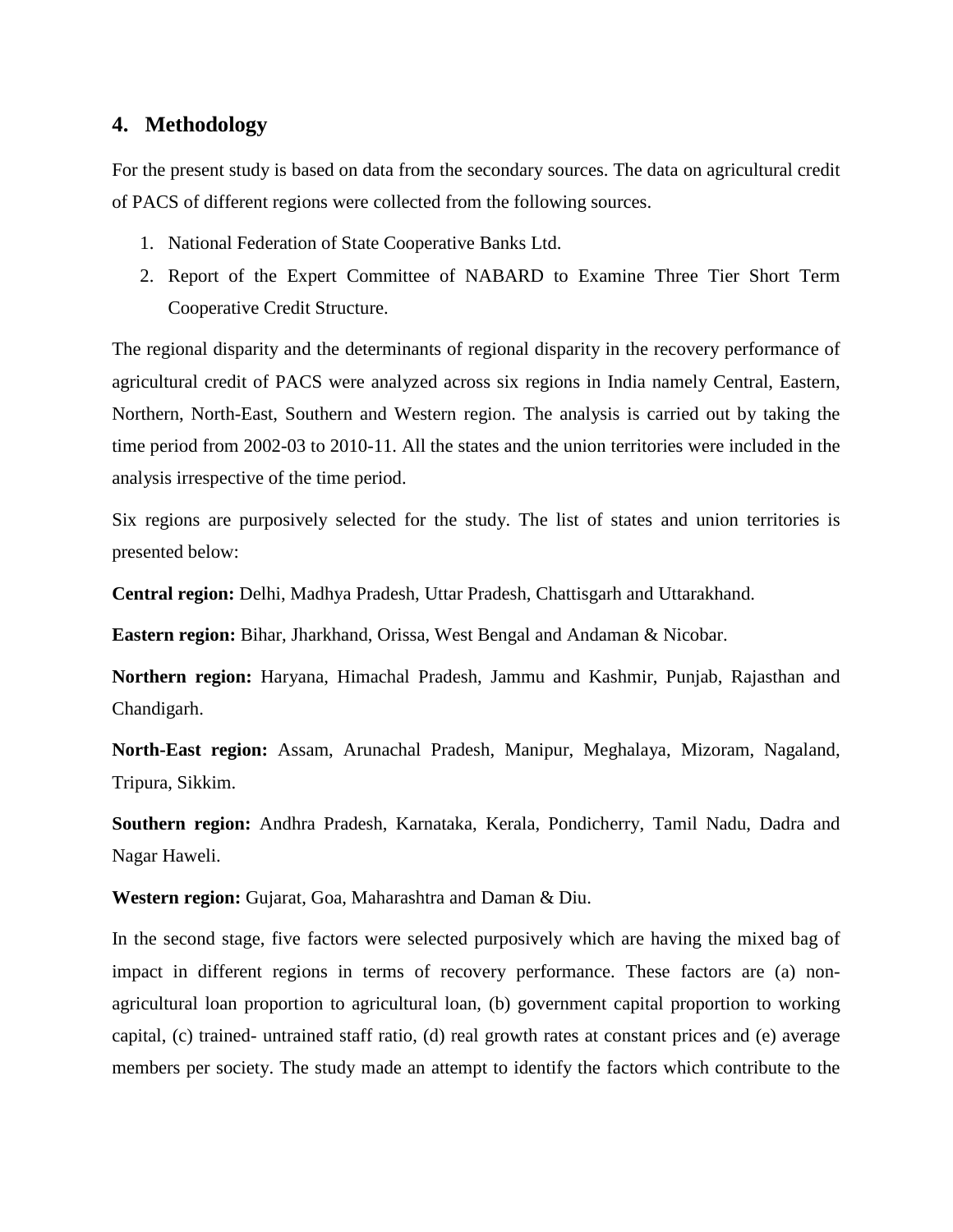## 4. Methodology

For the present study is based on data from the secondary sources. The data on agricultural credit of PACS of different regions were collected from the following sources.

1. National Federation of State Cooperative Banks Ltd.
2. Report of the Expert Committee of NABARD to Examine Three Tier Short Term Cooperative Credit Structure.

The regional disparity and the determinants of regional disparity in the recovery performance of agricultural credit of PACS were analyzed across six regions in India namely Central, Eastern, Northern, North-East, Southern and Western region. The analysis is carried out by taking the time period from 2002-03 to 2010-11. All the states and the union territories were included in the analysis irrespective of the time period.

Six regions are purposively selected for the study. The list of states and union territories is presented below:

**Central region:** Delhi, Madhya Pradesh, Uttar Pradesh, Chattisgarh and Uttarakhand.

**Eastern region:** Bihar, Jharkhand, Orissa, West Bengal and Andaman & Nicobar.

**Northern region:** Haryana, Himachal Pradesh, Jammu and Kashmir, Punjab, Rajasthan and Chandigarh.

**North-East region:** Assam, Arunachal Pradesh, Manipur, Meghalaya, Mizoram, Nagaland, Tripura, Sikkim.

**Southern region:** Andhra Pradesh, Karnataka, Kerala, Pondicherry, Tamil Nadu, Dadra and Nagar Haweli.

**Western region:** Gujarat, Goa, Maharashtra and Daman & Diu.

In the second stage, five factors were selected purposively which are having the mixed bag of impact in different regions in terms of recovery performance. These factors are (a) non-agricultural loan proportion to agricultural loan, (b) government capital proportion to working capital, (c) trained- untrained staff ratio, (d) real growth rates at constant prices and (e) average members per society. The study made an attempt to identify the factors which contribute to the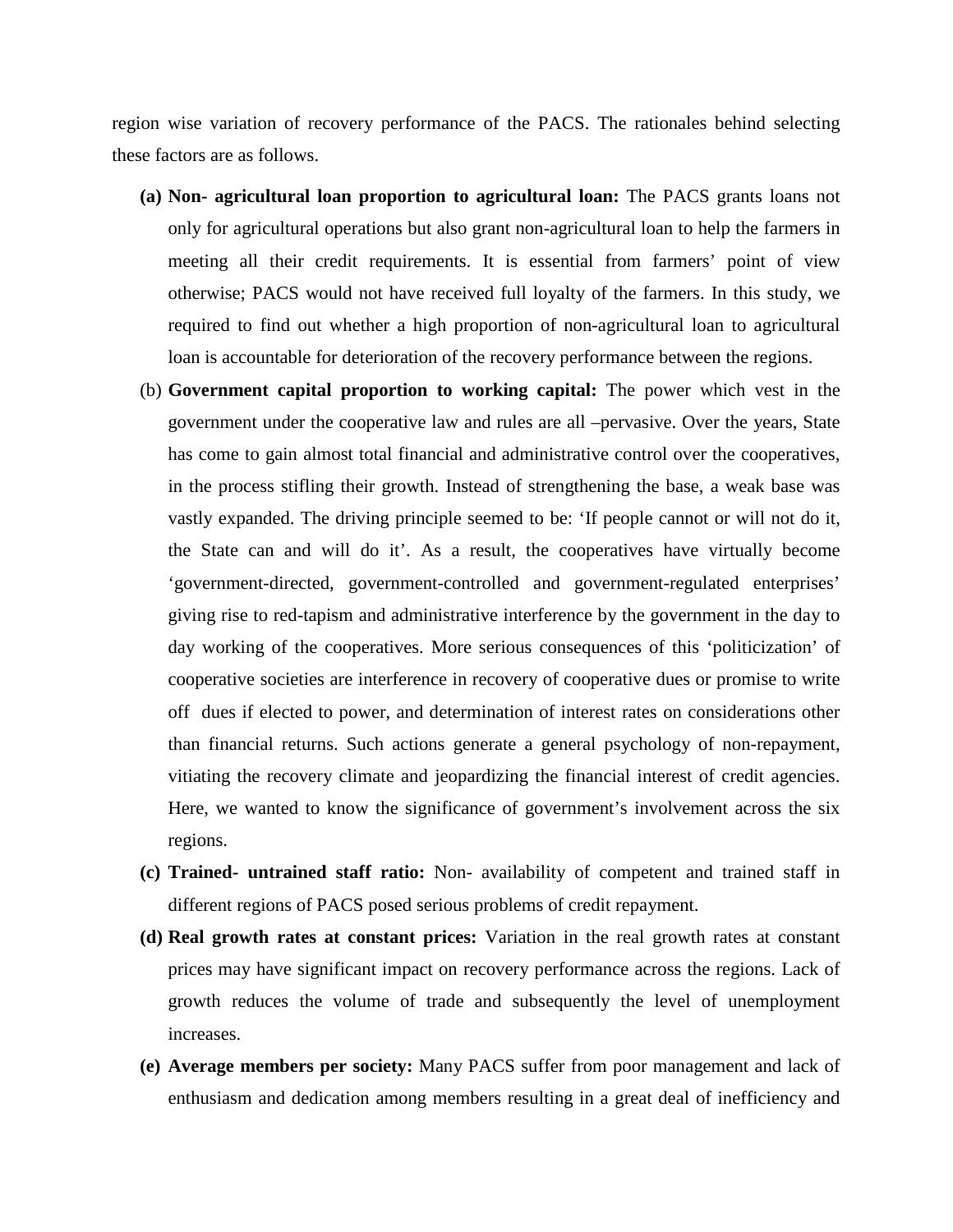region wise variation of recovery performance of the PACS. The rationales behind selecting these factors are as follows.

**(a) Non- agricultural loan proportion to agricultural loan:** The PACS grants loans not only for agricultural operations but also grant non-agricultural loan to help the farmers in meeting all their credit requirements. It is essential from farmers' point of view otherwise; PACS would not have received full loyalty of the farmers. In this study, we required to find out whether a high proportion of non-agricultural loan to agricultural loan is accountable for deterioration of the recovery performance between the regions.

(b) **Government capital proportion to working capital:** The power which vest in the government under the cooperative law and rules are all –pervasive. Over the years, State has come to gain almost total financial and administrative control over the cooperatives, in the process stifling their growth. Instead of strengthening the base, a weak base was vastly expanded. The driving principle seemed to be: 'If people cannot or will not do it, the State can and will do it'. As a result, the cooperatives have virtually become 'government-directed, government-controlled and government-regulated enterprises' giving rise to red-tapism and administrative interference by the government in the day to day working of the cooperatives. More serious consequences of this 'politicization' of cooperative societies are interference in recovery of cooperative dues or promise to write off dues if elected to power, and determination of interest rates on considerations other than financial returns. Such actions generate a general psychology of non-repayment, vitiating the recovery climate and jeopardizing the financial interest of credit agencies. Here, we wanted to know the significance of government's involvement across the six regions.

**(c) Trained- untrained staff ratio:** Non- availability of competent and trained staff in different regions of PACS posed serious problems of credit repayment.

**(d) Real growth rates at constant prices:** Variation in the real growth rates at constant prices may have significant impact on recovery performance across the regions. Lack of growth reduces the volume of trade and subsequently the level of unemployment increases.

**(e) Average members per society:** Many PACS suffer from poor management and lack of enthusiasm and dedication among members resulting in a great deal of inefficiency and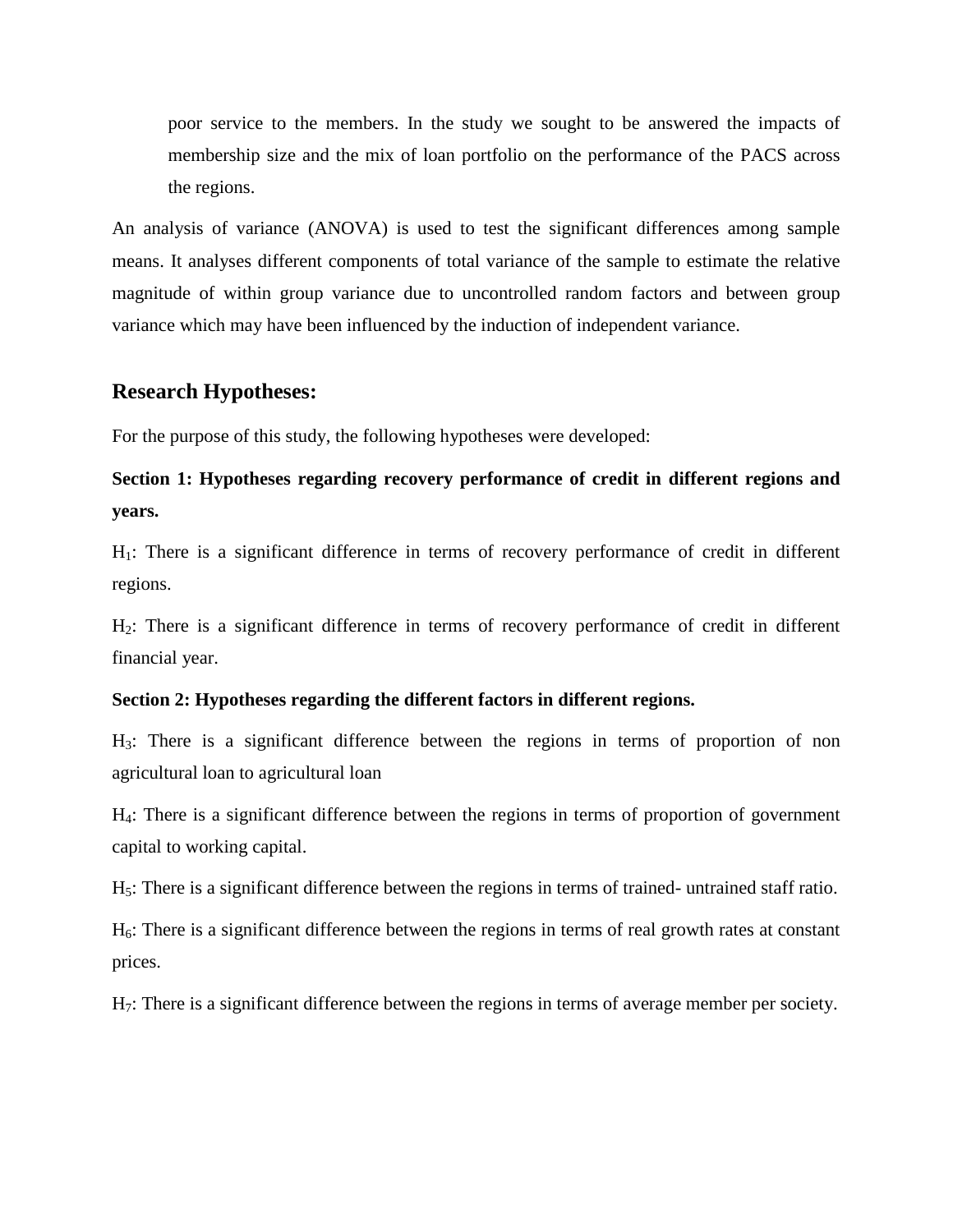poor service to the members. In the study we sought to be answered the impacts of membership size and the mix of loan portfolio on the performance of the PACS across the regions.

An analysis of variance (ANOVA) is used to test the significant differences among sample means. It analyses different components of total variance of the sample to estimate the relative magnitude of within group variance due to uncontrolled random factors and between group variance which may have been influenced by the induction of independent variance.

## Research Hypotheses:

For the purpose of this study, the following hypotheses were developed:

**Section 1: Hypotheses regarding recovery performance of credit in different regions and years.**

$H_1$: There is a significant difference in terms of recovery performance of credit in different regions.

$H_2$: There is a significant difference in terms of recovery performance of credit in different financial year.

**Section 2: Hypotheses regarding the different factors in different regions.**

$H_3$: There is a significant difference between the regions in terms of proportion of non agricultural loan to agricultural loan

$H_4$: There is a significant difference between the regions in terms of proportion of government capital to working capital.

$H_5$: There is a significant difference between the regions in terms of trained- untrained staff ratio.

$H_6$: There is a significant difference between the regions in terms of real growth rates at constant prices.

$H_7$: There is a significant difference between the regions in terms of average member per society.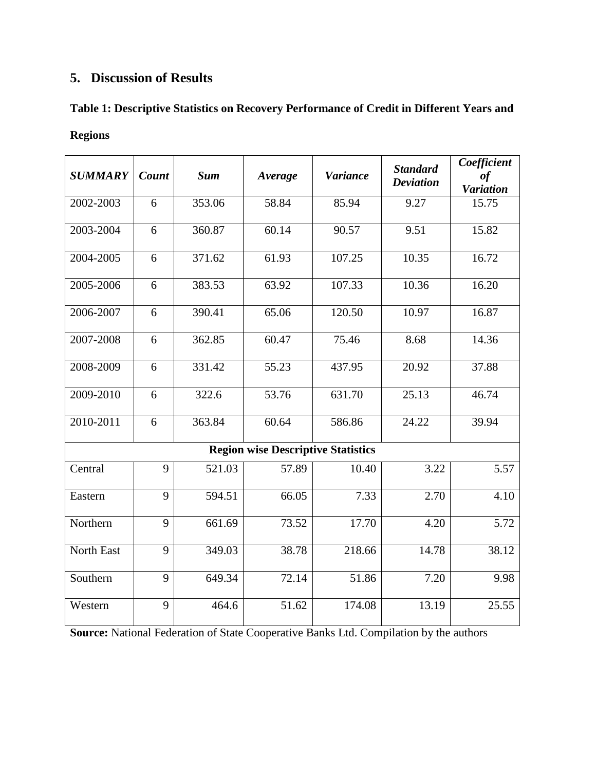## 5. Discussion of Results

**Table 1: Descriptive Statistics on Recovery Performance of Credit in Different Years and Regions**

| *SUMMARY* | *Count* | *Sum* | *Average* | *Variance* | *Standard Deviation* | *Coefficient of Variation* |
|---|---|---|---|---|---|---|
| 2002-2003 | 6 | 353.06 | 58.84 | 85.94 | 9.27 | 15.75 |
| 2003-2004 | 6 | 360.87 | 60.14 | 90.57 | 9.51 | 15.82 |
| 2004-2005 | 6 | 371.62 | 61.93 | 107.25 | 10.35 | 16.72 |
| 2005-2006 | 6 | 383.53 | 63.92 | 107.33 | 10.36 | 16.20 |
| 2006-2007 | 6 | 390.41 | 65.06 | 120.50 | 10.97 | 16.87 |
| 2007-2008 | 6 | 362.85 | 60.47 | 75.46 | 8.68 | 14.36 |
| 2008-2009 | 6 | 331.42 | 55.23 | 437.95 | 20.92 | 37.88 |
| 2009-2010 | 6 | 322.6 | 53.76 | 631.70 | 25.13 | 46.74 |
| 2010-2011 | 6 | 363.84 | 60.64 | 586.86 | 24.22 | 39.94 |
| **Region wise Descriptive Statistics** | | | | | | |
| Central | 9 | 521.03 | 57.89 | 10.40 | 3.22 | 5.57 |
| Eastern | 9 | 594.51 | 66.05 | 7.33 | 2.70 | 4.10 |
| Northern | 9 | 661.69 | 73.52 | 17.70 | 4.20 | 5.72 |
| North East | 9 | 349.03 | 38.78 | 218.66 | 14.78 | 38.12 |
| Southern | 9 | 649.34 | 72.14 | 51.86 | 7.20 | 9.98 |
| Western | 9 | 464.6 | 51.62 | 174.08 | 13.19 | 25.55 |

**Source:** National Federation of State Cooperative Banks Ltd. Compilation by the authors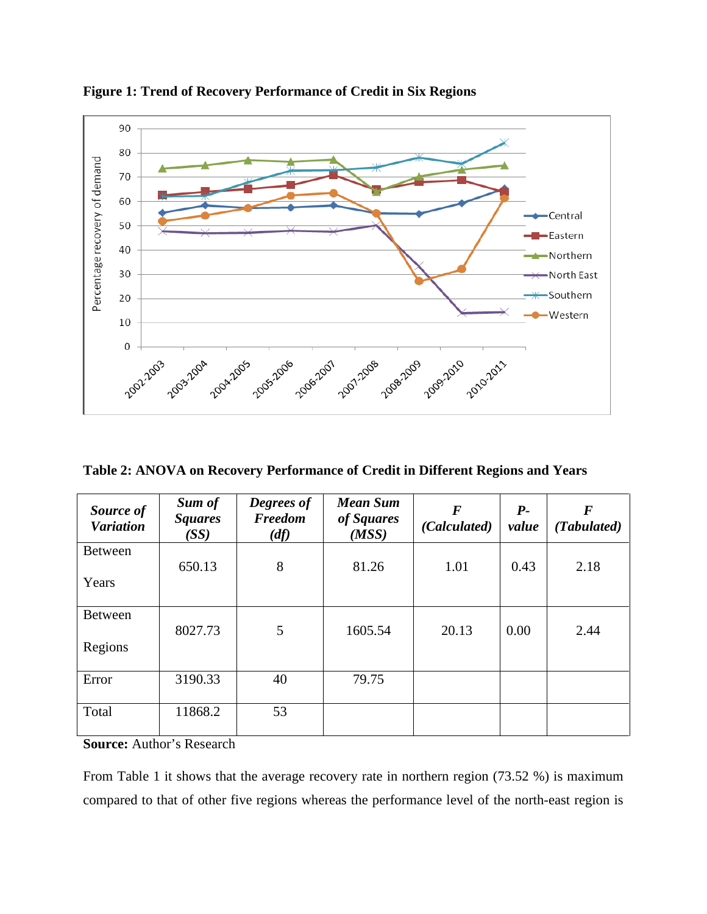**Figure 1: Trend of Recovery Performance of Credit in Six Regions**

**Table 2: ANOVA on Recovery Performance of Credit in Different Regions and Years**

| *Source of Variation* | *Sum of Squares (SS)* | *Degrees of Freedom (df)* | *Mean Sum of Squares (MSS)* | *F (Calculated)* | *P-value* | *F (Tabulated)* |
|---|---|---|---|---|---|---|
| Between Years | 650.13 | 8 | 81.26 | 1.01 | 0.43 | 2.18 |
| Between Regions | 8027.73 | 5 | 1605.54 | 20.13 | 0.00 | 2.44 |
| Error | 3190.33 | 40 | 79.75 | | | |
| Total | 11868.2 | 53 | | | | |

**Source:** Author's Research

From Table 1 it shows that the average recovery rate in northern region (73.52 %) is maximum compared to that of other five regions whereas the performance level of the north-east region is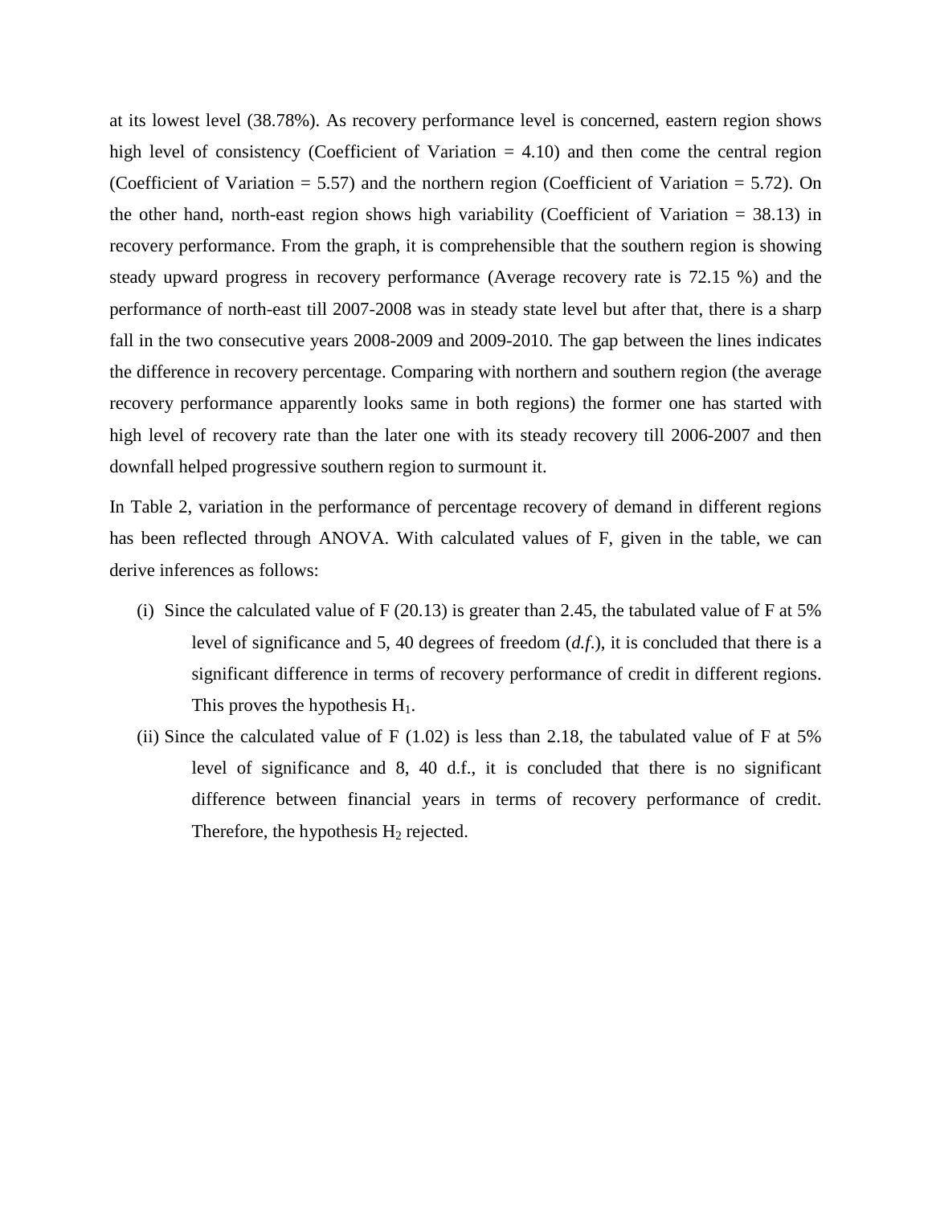at its lowest level (38.78%). As recovery performance level is concerned, eastern region shows high level of consistency (Coefficient of Variation = 4.10) and then come the central region (Coefficient of Variation = 5.57) and the northern region (Coefficient of Variation = 5.72). On the other hand, north-east region shows high variability (Coefficient of Variation = 38.13) in recovery performance. From the graph, it is comprehensible that the southern region is showing steady upward progress in recovery performance (Average recovery rate is 72.15 %) and the performance of north-east till 2007-2008 was in steady state level but after that, there is a sharp fall in the two consecutive years 2008-2009 and 2009-2010. The gap between the lines indicates the difference in recovery percentage. Comparing with northern and southern region (the average recovery performance apparently looks same in both regions) the former one has started with high level of recovery rate than the later one with its steady recovery till 2006-2007 and then downfall helped progressive southern region to surmount it.

In Table 2, variation in the performance of percentage recovery of demand in different regions has been reflected through ANOVA. With calculated values of F, given in the table, we can derive inferences as follows:

(i) Since the calculated value of F (20.13) is greater than 2.45, the tabulated value of F at 5% level of significance and 5, 40 degrees of freedom (*d.f.*), it is concluded that there is a significant difference in terms of recovery performance of credit in different regions. This proves the hypothesis $H_1$.

(ii) Since the calculated value of F (1.02) is less than 2.18, the tabulated value of F at 5% level of significance and 8, 40 d.f., it is concluded that there is no significant difference between financial years in terms of recovery performance of credit. Therefore, the hypothesis $H_2$ rejected.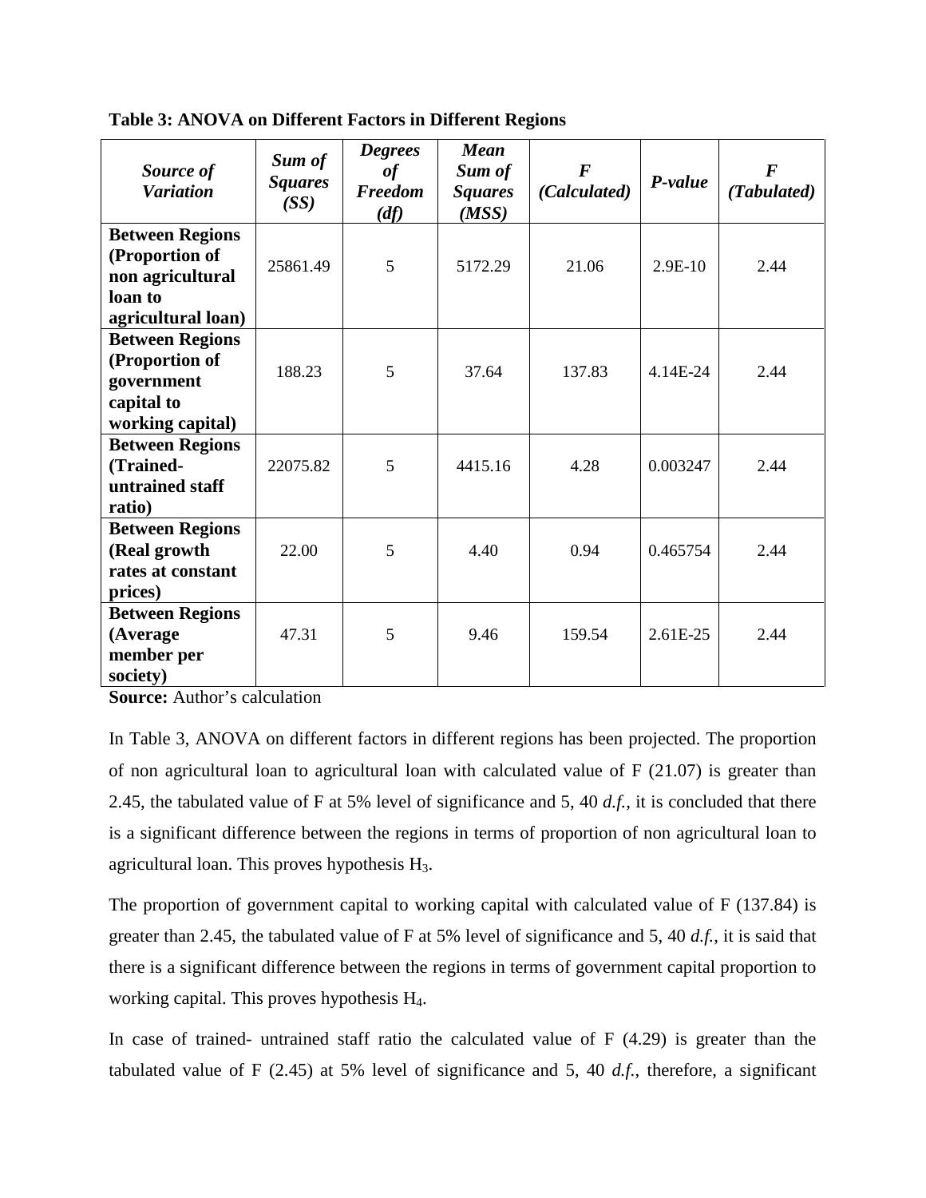**Table 3: ANOVA on Different Factors in Different Regions**

| ***Source of Variation*** | ***Sum of Squares (SS)*** | ***Degrees of Freedom (df)*** | ***Mean Sum of Squares (MSS)*** | ***F (Calculated)*** | ***P-value*** | ***F (Tabulated)*** |
|---|---|---|---|---|---|---|
| **Between Regions (Proportion of non agricultural loan to agricultural loan)** | 25861.49 | 5 | 5172.29 | 21.06 | 2.9E-10 | 2.44 |
| **Between Regions (Proportion of government capital to working capital)** | 188.23 | 5 | 37.64 | 137.83 | 4.14E-24 | 2.44 |
| **Between Regions (Trained-untrained staff ratio)** | 22075.82 | 5 | 4415.16 | 4.28 | 0.003247 | 2.44 |
| **Between Regions (Real growth rates at constant prices)** | 22.00 | 5 | 4.40 | 0.94 | 0.465754 | 2.44 |
| **Between Regions (Average member per society)** | 47.31 | 5 | 9.46 | 159.54 | 2.61E-25 | 2.44 |

**Source:** Author's calculation

In Table 3, ANOVA on different factors in different regions has been projected. The proportion of non agricultural loan to agricultural loan with calculated value of F (21.07) is greater than 2.45, the tabulated value of F at 5% level of significance and 5, 40 *d.f.*, it is concluded that there is a significant difference between the regions in terms of proportion of non agricultural loan to agricultural loan. This proves hypothesis $H_3$.

The proportion of government capital to working capital with calculated value of F (137.84) is greater than 2.45, the tabulated value of F at 5% level of significance and 5, 40 *d.f.*, it is said that there is a significant difference between the regions in terms of government capital proportion to working capital. This proves hypothesis $H_4$.

In case of trained- untrained staff ratio the calculated value of F (4.29) is greater than the tabulated value of F (2.45) at 5% level of significance and 5, 40 *d.f.*, therefore, a significant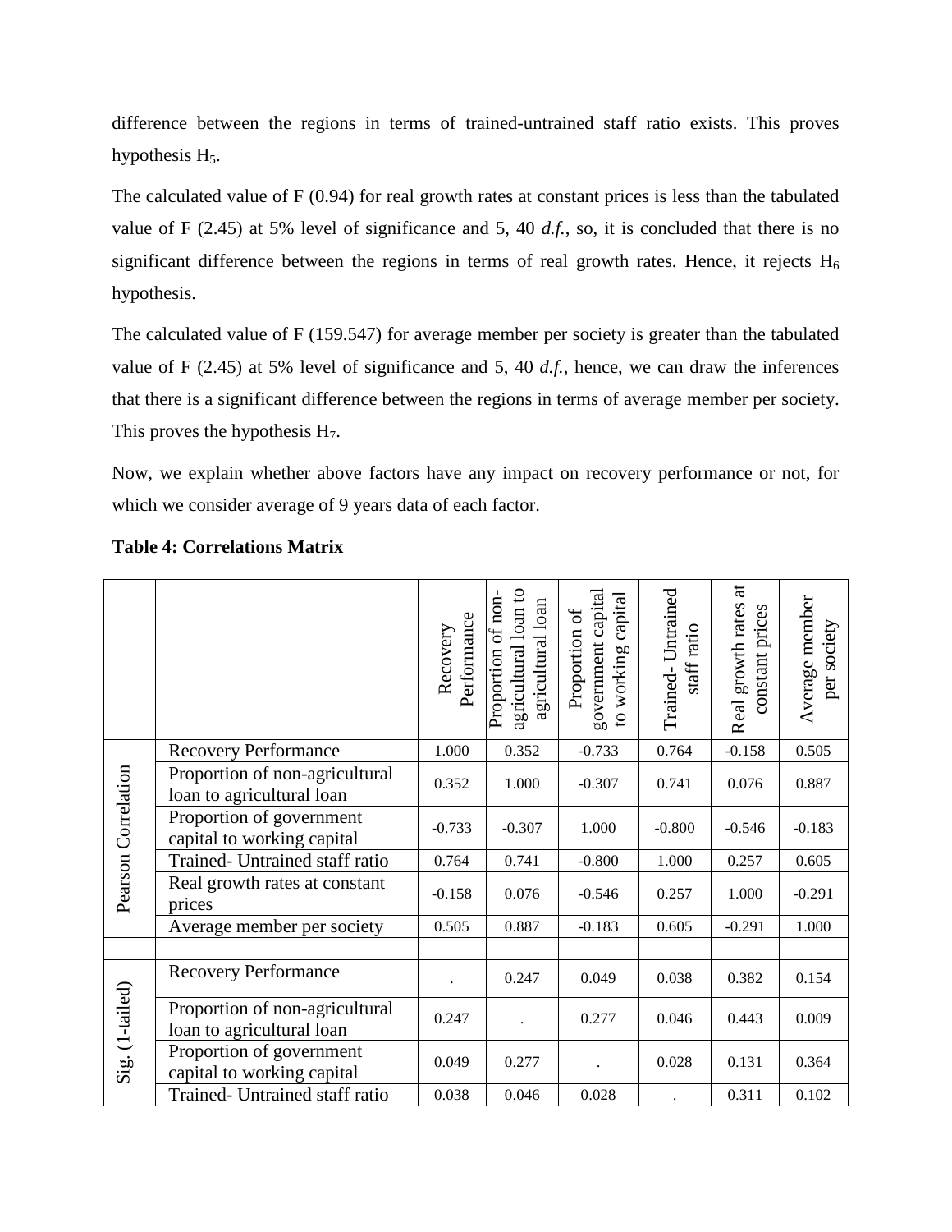difference between the regions in terms of trained-untrained staff ratio exists. This proves hypothesis $H_5$.

The calculated value of F (0.94) for real growth rates at constant prices is less than the tabulated value of F (2.45) at 5% level of significance and 5, 40 *d.f.*, so, it is concluded that there is no significant difference between the regions in terms of real growth rates. Hence, it rejects $H_6$ hypothesis.

The calculated value of F (159.547) for average member per society is greater than the tabulated value of F (2.45) at 5% level of significance and 5, 40 *d.f.*, hence, we can draw the inferences that there is a significant difference between the regions in terms of average member per society. This proves the hypothesis $H_7$.

Now, we explain whether above factors have any impact on recovery performance or not, for which we consider average of 9 years data of each factor.

**Table 4: Correlations Matrix**

| | | Recovery Performance | Proportion of non-agricultural loan to agricultural loan | Proportion of government capital to working capital | Trained- Untrained staff ratio | Real growth rates at constant prices | Average member per society |
|---|---|---|---|---|---|---|---|
| Pearson Correlation | Recovery Performance | 1.000 | 0.352 | -0.733 | 0.764 | -0.158 | 0.505 |
| | Proportion of non-agricultural loan to agricultural loan | 0.352 | 1.000 | -0.307 | 0.741 | 0.076 | 0.887 |
| | Proportion of government capital to working capital | -0.733 | -0.307 | 1.000 | -0.800 | -0.546 | -0.183 |
| | Trained- Untrained staff ratio | 0.764 | 0.741 | -0.800 | 1.000 | 0.257 | 0.605 |
| | Real growth rates at constant prices | -0.158 | 0.076 | -0.546 | 0.257 | 1.000 | -0.291 |
| | Average member per society | 0.505 | 0.887 | -0.183 | 0.605 | -0.291 | 1.000 |
| | | | | | | | |
| Sig. (1-tailed) | Recovery Performance | . | 0.247 | 0.049 | 0.038 | 0.382 | 0.154 |
| | Proportion of non-agricultural loan to agricultural loan | 0.247 | . | 0.277 | 0.046 | 0.443 | 0.009 |
| | Proportion of government capital to working capital | 0.049 | 0.277 | . | 0.028 | 0.131 | 0.364 |
| | Trained- Untrained staff ratio | 0.038 | 0.046 | 0.028 | . | 0.311 | 0.102 |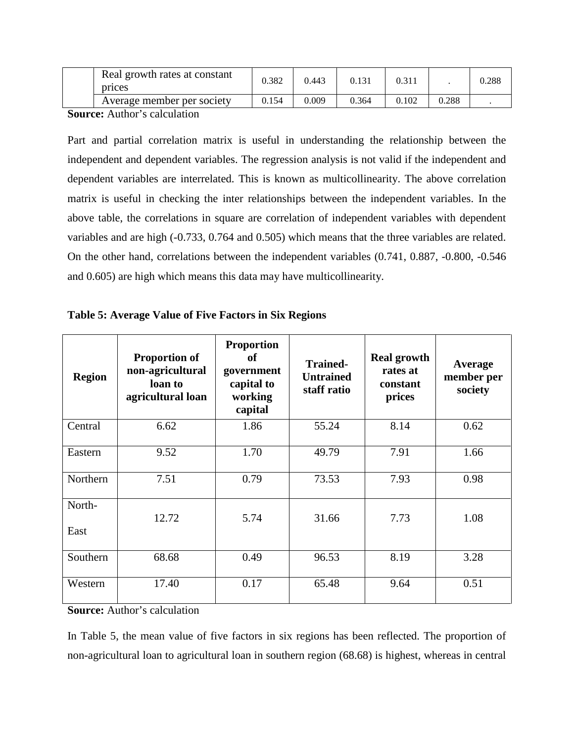| | | | | | | | |
|---|---|---|---|---|---|---|---|
| | Real growth rates at constant prices | 0.382 | 0.443 | 0.131 | 0.311 | . | 0.288 |
| | Average member per society | 0.154 | 0.009 | 0.364 | 0.102 | 0.288 | . |

**Source:** Author's calculation

Part and partial correlation matrix is useful in understanding the relationship between the independent and dependent variables. The regression analysis is not valid if the independent and dependent variables are interrelated. This is known as multicollinearity. The above correlation matrix is useful in checking the inter relationships between the independent variables. In the above table, the correlations in square are correlation of independent variables with dependent variables and are high (-0.733, 0.764 and 0.505) which means that the three variables are related. On the other hand, correlations between the independent variables (0.741, 0.887, -0.800, -0.546 and 0.605) are high which means this data may have multicollinearity.

**Table 5: Average Value of Five Factors in Six Regions**

| Region | Proportion of non-agricultural loan to agricultural loan | Proportion of government capital to working capital | Trained-Untrained staff ratio | Real growth rates at constant prices | Average member per society |
|---|---|---|---|---|---|
| Central | 6.62 | 1.86 | 55.24 | 8.14 | 0.62 |
| Eastern | 9.52 | 1.70 | 49.79 | 7.91 | 1.66 |
| Northern | 7.51 | 0.79 | 73.53 | 7.93 | 0.98 |
| North-East | 12.72 | 5.74 | 31.66 | 7.73 | 1.08 |
| Southern | 68.68 | 0.49 | 96.53 | 8.19 | 3.28 |
| Western | 17.40 | 0.17 | 65.48 | 9.64 | 0.51 |

**Source:** Author's calculation

In Table 5, the mean value of five factors in six regions has been reflected. The proportion of non-agricultural loan to agricultural loan in southern region (68.68) is highest, whereas in central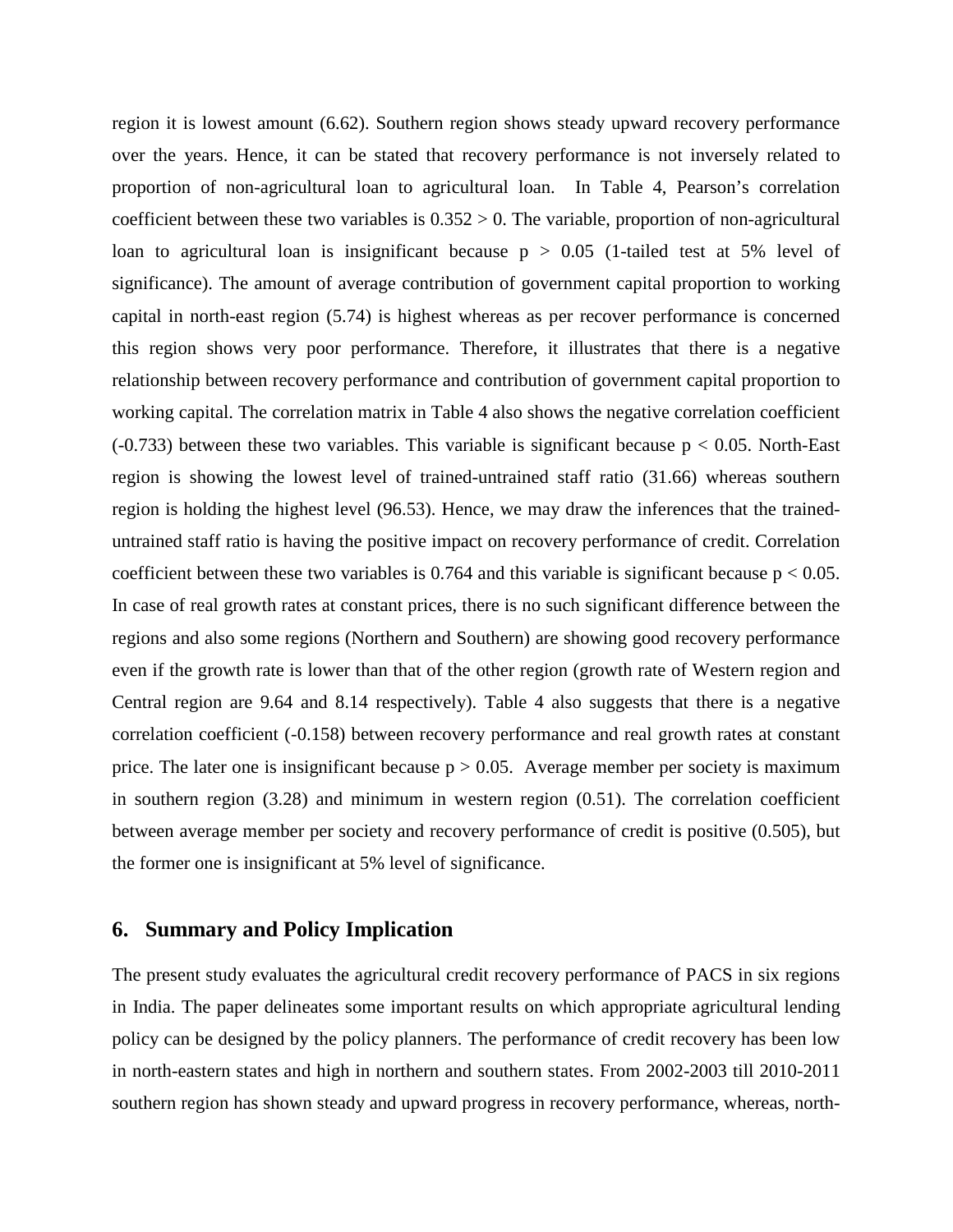region it is lowest amount (6.62). Southern region shows steady upward recovery performance over the years. Hence, it can be stated that recovery performance is not inversely related to proportion of non-agricultural loan to agricultural loan. In Table 4, Pearson's correlation coefficient between these two variables is $0.352 > 0$. The variable, proportion of non-agricultural loan to agricultural loan is insignificant because $p > 0.05$ (1-tailed test at 5% level of significance). The amount of average contribution of government capital proportion to working capital in north-east region (5.74) is highest whereas as per recover performance is concerned this region shows very poor performance. Therefore, it illustrates that there is a negative relationship between recovery performance and contribution of government capital proportion to working capital. The correlation matrix in Table 4 also shows the negative correlation coefficient (-0.733) between these two variables. This variable is significant because $p < 0.05$. North-East region is showing the lowest level of trained-untrained staff ratio (31.66) whereas southern region is holding the highest level (96.53). Hence, we may draw the inferences that the trained-untrained staff ratio is having the positive impact on recovery performance of credit. Correlation coefficient between these two variables is 0.764 and this variable is significant because $p < 0.05$. In case of real growth rates at constant prices, there is no such significant difference between the regions and also some regions (Northern and Southern) are showing good recovery performance even if the growth rate is lower than that of the other region (growth rate of Western region and Central region are 9.64 and 8.14 respectively). Table 4 also suggests that there is a negative correlation coefficient (-0.158) between recovery performance and real growth rates at constant price. The later one is insignificant because $p > 0.05$. Average member per society is maximum in southern region (3.28) and minimum in western region (0.51). The correlation coefficient between average member per society and recovery performance of credit is positive (0.505), but the former one is insignificant at 5% level of significance.

## 6. Summary and Policy Implication

The present study evaluates the agricultural credit recovery performance of PACS in six regions in India. The paper delineates some important results on which appropriate agricultural lending policy can be designed by the policy planners. The performance of credit recovery has been low in north-eastern states and high in northern and southern states. From 2002-2003 till 2010-2011 southern region has shown steady and upward progress in recovery performance, whereas, north-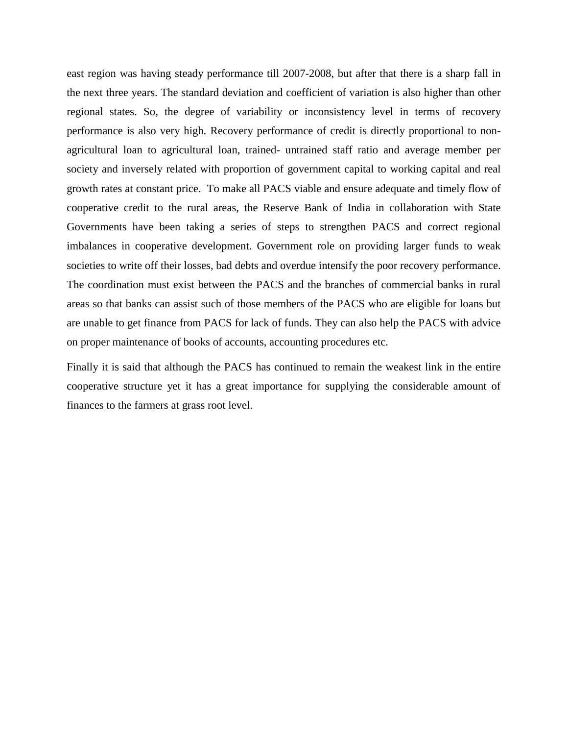east region was having steady performance till 2007-2008, but after that there is a sharp fall in the next three years. The standard deviation and coefficient of variation is also higher than other regional states. So, the degree of variability or inconsistency level in terms of recovery performance is also very high. Recovery performance of credit is directly proportional to non-agricultural loan to agricultural loan, trained- untrained staff ratio and average member per society and inversely related with proportion of government capital to working capital and real growth rates at constant price. To make all PACS viable and ensure adequate and timely flow of cooperative credit to the rural areas, the Reserve Bank of India in collaboration with State Governments have been taking a series of steps to strengthen PACS and correct regional imbalances in cooperative development. Government role on providing larger funds to weak societies to write off their losses, bad debts and overdue intensify the poor recovery performance. The coordination must exist between the PACS and the branches of commercial banks in rural areas so that banks can assist such of those members of the PACS who are eligible for loans but are unable to get finance from PACS for lack of funds. They can also help the PACS with advice on proper maintenance of books of accounts, accounting procedures etc.

Finally it is said that although the PACS has continued to remain the weakest link in the entire cooperative structure yet it has a great importance for supplying the considerable amount of finances to the farmers at grass root level.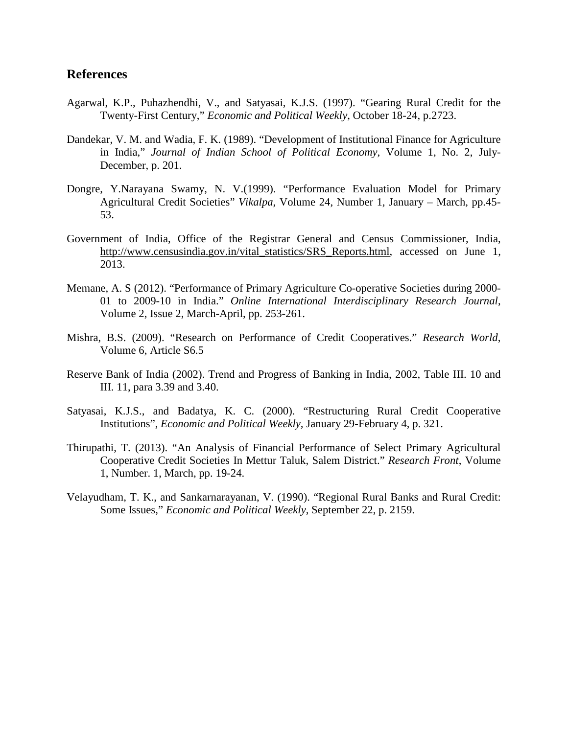## References

Agarwal, K.P., Puhazhendhi, V., and Satyasai, K.J.S. (1997). "Gearing Rural Credit for the Twenty-First Century," *Economic and Political Weekly*, October 18-24, p.2723.

Dandekar, V. M. and Wadia, F. K. (1989). "Development of Institutional Finance for Agriculture in India," *Journal of Indian School of Political Economy*, Volume 1, No. 2, July-December, p. 201.

Dongre, Y.Narayana Swamy, N. V.(1999). "Performance Evaluation Model for Primary Agricultural Credit Societies" *Vikalpa*, Volume 24, Number 1, January – March, pp.45-53.

Government of India, Office of the Registrar General and Census Commissioner, India, http://www.censusindia.gov.in/vital_statistics/SRS_Reports.html, accessed on June 1, 2013.

Memane, A. S (2012). "Performance of Primary Agriculture Co-operative Societies during 2000-01 to 2009-10 in India." *Online International Interdisciplinary Research Journal*, Volume 2, Issue 2, March-April, pp. 253-261.

Mishra, B.S. (2009). "Research on Performance of Credit Cooperatives." *Research World*, Volume 6, Article S6.5

Reserve Bank of India (2002). Trend and Progress of Banking in India, 2002, Table III. 10 and III. 11, para 3.39 and 3.40.

Satyasai, K.J.S., and Badatya, K. C. (2000). "Restructuring Rural Credit Cooperative Institutions", *Economic and Political Weekly*, January 29-February 4, p. 321.

Thirupathi, T. (2013). "An Analysis of Financial Performance of Select Primary Agricultural Cooperative Credit Societies In Mettur Taluk, Salem District." *Research Front*, Volume 1, Number. 1, March, pp. 19-24.

Velayudham, T. K., and Sankarnarayanan, V. (1990). "Regional Rural Banks and Rural Credit: Some Issues," *Economic and Political Weekly*, September 22, p. 2159.